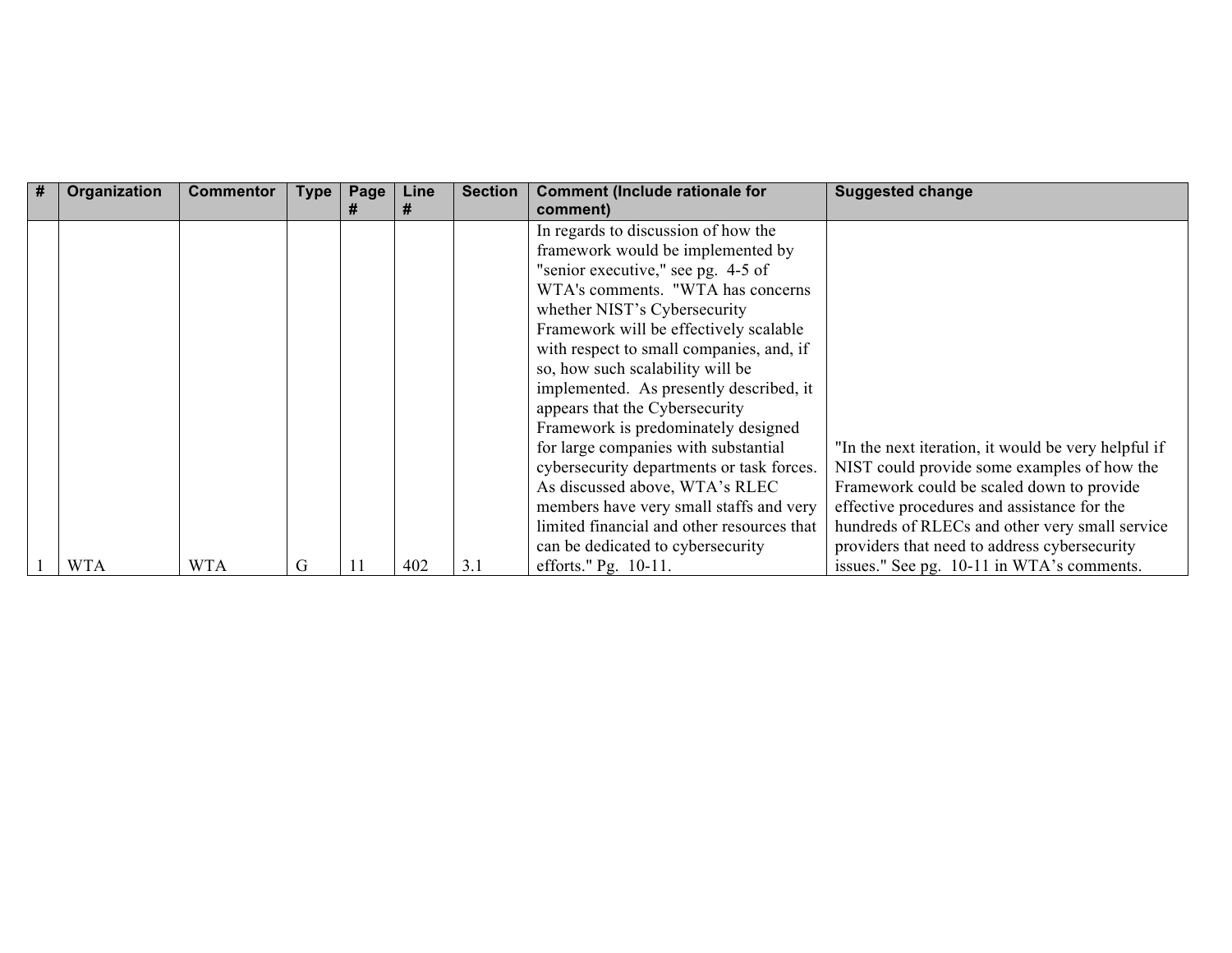| # | Organization | Commentor | Type | Page # | Line # | Section | Comment (Include rationale for comment) | Suggested change |
|---|---|---|---|---|---|---|---|---|
| 1 | WTA | WTA | G | 11 | 402 | 3.1 | In regards to discussion of how the framework would be implemented by "senior executive," see pg. 4-5 of WTA's comments. "WTA has concerns whether NIST's Cybersecurity Framework will be effectively scalable with respect to small companies, and, if so, how such scalability will be implemented. As presently described, it appears that the Cybersecurity Framework is predominately designed for large companies with substantial cybersecurity departments or task forces. As discussed above, WTA's RLEC members have very small staffs and very limited financial and other resources that can be dedicated to cybersecurity efforts." Pg. 10-11. | "In the next iteration, it would be very helpful if NIST could provide some examples of how the Framework could be scaled down to provide effective procedures and assistance for the hundreds of RLECs and other very small service providers that need to address cybersecurity issues." See pg. 10-11 in WTA's comments. |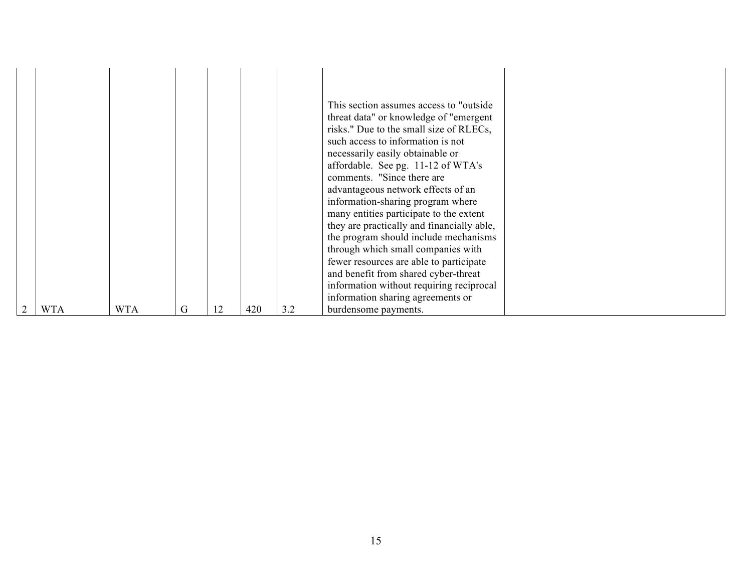| | | | | | | | | |
|---|---|---|---|---|---|---|---|---|
| 2 | WTA | WTA | G | 12 | 420 | 3.2 | This section assumes access to "outside threat data" or knowledge of "emergent risks." Due to the small size of RLECs, such access to information is not necessarily easily obtainable or affordable. See pg. 11-12 of WTA's comments. "Since there are advantageous network effects of an information-sharing program where many entities participate to the extent they are practically and financially able, the program should include mechanisms through which small companies with fewer resources are able to participate and benefit from shared cyber-threat information without requiring reciprocal information sharing agreements or burdensome payments. | |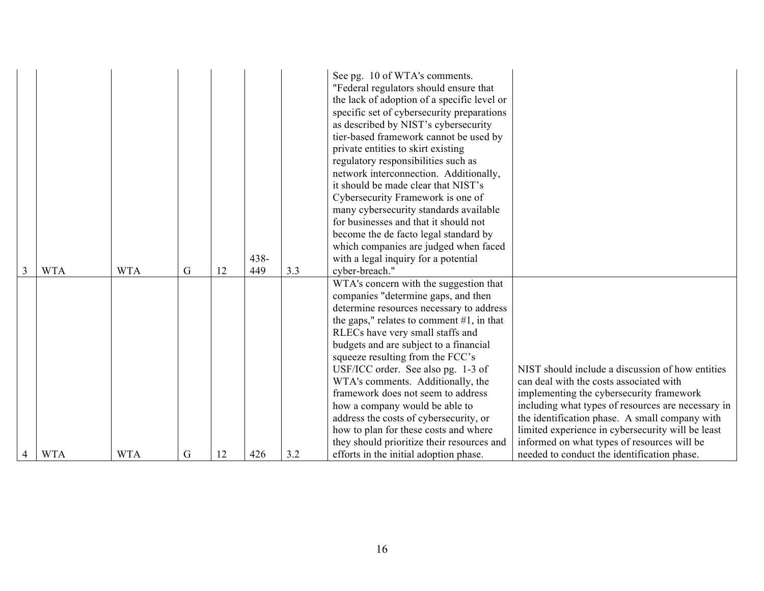| 3 | WTA | WTA | G | 12 | 438-449 | 3.3 | See pg. 10 of WTA's comments. "Federal regulators should ensure that the lack of adoption of a specific level or specific set of cybersecurity preparations as described by NIST's cybersecurity tier-based framework cannot be used by private entities to skirt existing regulatory responsibilities such as network interconnection. Additionally, it should be made clear that NIST's Cybersecurity Framework is one of many cybersecurity standards available for businesses and that it should not become the de facto legal standard by which companies are judged when faced with a legal inquiry for a potential cyber-breach." | |
|---|---|---|---|---|---|---|---|---|
| 4 | WTA | WTA | G | 12 | 426 | 3.2 | WTA's concern with the suggestion that companies "determine gaps, and then determine resources necessary to address the gaps," relates to comment #1, in that RLECs have very small staffs and budgets and are subject to a financial squeeze resulting from the FCC's USF/ICC order. See also pg. 1-3 of WTA's comments. Additionally, the framework does not seem to address how a company would be able to address the costs of cybersecurity, or how to plan for these costs and where they should prioritize their resources and efforts in the initial adoption phase. | NIST should include a discussion of how entities can deal with the costs associated with implementing the cybersecurity framework including what types of resources are necessary in the identification phase. A small company with limited experience in cybersecurity will be least informed on what types of resources will be needed to conduct the identification phase. |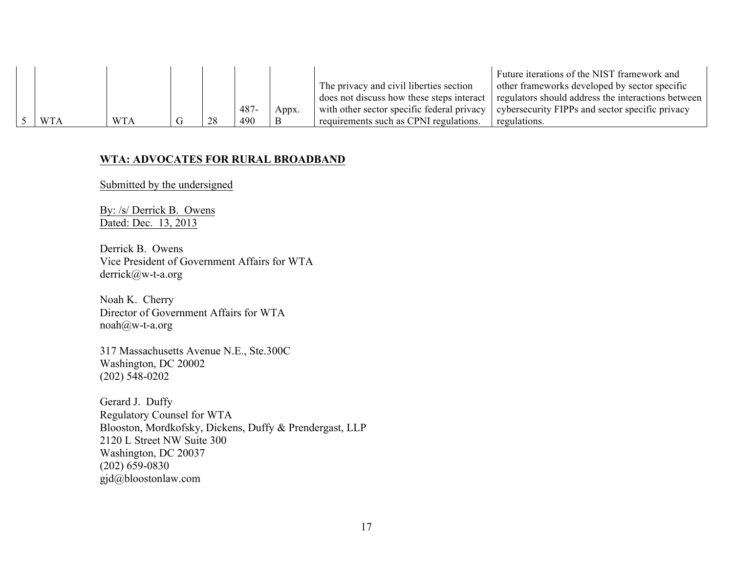| | | | | | | | | |
|---|---|---|---|---|---|---|---|---|
| 5 | WTA | WTA | G | 28 | 487-490 | Appx. B | The privacy and civil liberties section does not discuss how these steps interact with other sector specific federal privacy requirements such as CPNI regulations. | Future iterations of the NIST framework and other frameworks developed by sector specific regulators should address the interactions between cybersecurity FIPPs and sector specific privacy regulations. |

**WTA: ADVOCATES FOR RURAL BROADBAND**

Submitted by the undersigned

By: /s/ Derrick B. Owens
Dated: Dec. 13, 2013

Derrick B. Owens
Vice President of Government Affairs for WTA
derrick@w-t-a.org

Noah K. Cherry
Director of Government Affairs for WTA
noah@w-t-a.org

317 Massachusetts Avenue N.E., Ste.300C
Washington, DC 20002
(202) 548-0202

Gerard J. Duffy
Regulatory Counsel for WTA
Blooston, Mordkofsky, Dickens, Duffy & Prendergast, LLP
2120 L Street NW Suite 300
Washington, DC 20037
(202) 659-0830
gjd@bloostonlaw.com